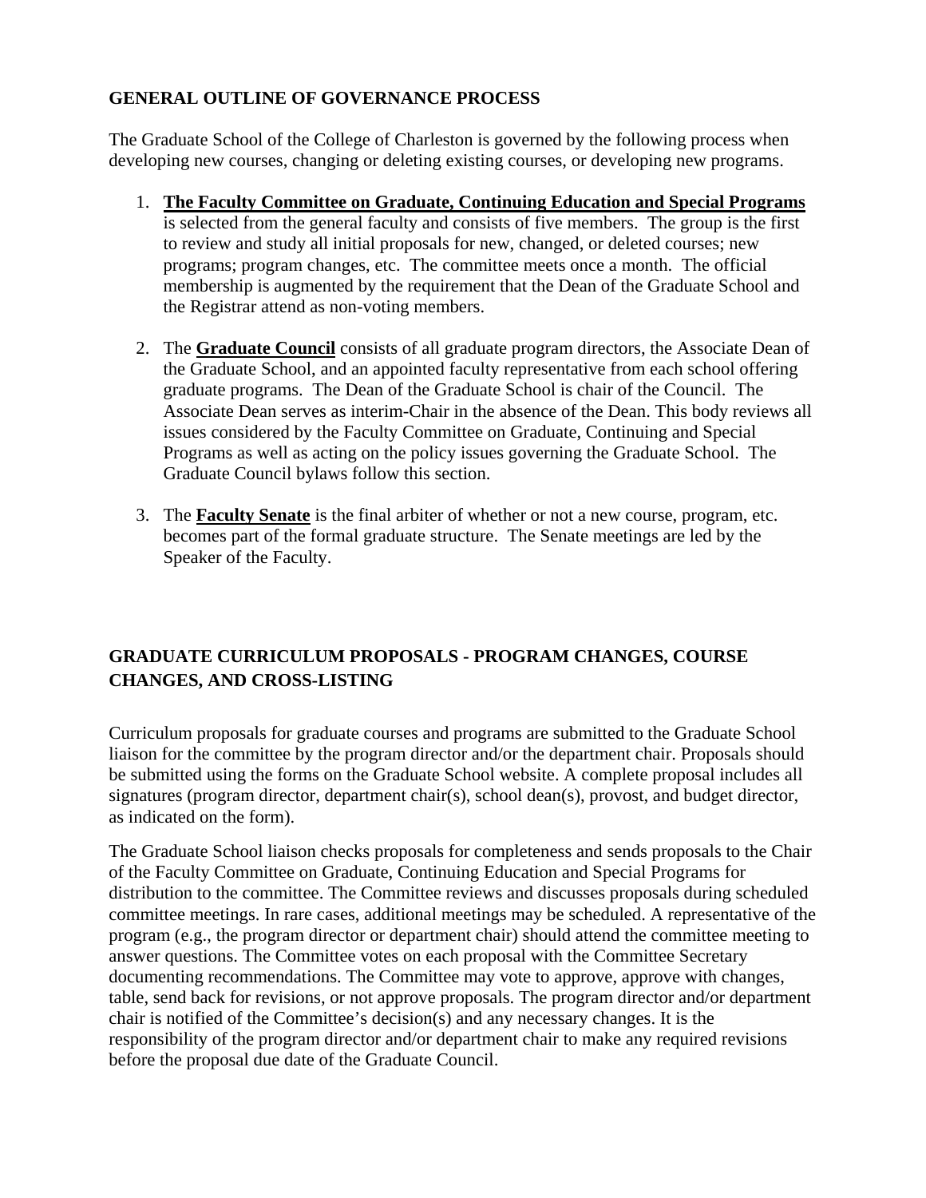## GENERAL OUTLINE OF GOVERNANCE PROCESS

The Graduate School of the College of Charleston is governed by the following process when developing new courses, changing or deleting existing courses, or developing new programs.

1. **The Faculty Committee on Graduate, Continuing Education and Special Programs** is selected from the general faculty and consists of five members. The group is the first to review and study all initial proposals for new, changed, or deleted courses; new programs; program changes, etc. The committee meets once a month. The official membership is augmented by the requirement that the Dean of the Graduate School and the Registrar attend as non-voting members.

2. The **Graduate Council** consists of all graduate program directors, the Associate Dean of the Graduate School, and an appointed faculty representative from each school offering graduate programs. The Dean of the Graduate School is chair of the Council. The Associate Dean serves as interim-Chair in the absence of the Dean. This body reviews all issues considered by the Faculty Committee on Graduate, Continuing and Special Programs as well as acting on the policy issues governing the Graduate School. The Graduate Council bylaws follow this section.

3. The **Faculty Senate** is the final arbiter of whether or not a new course, program, etc. becomes part of the formal graduate structure. The Senate meetings are led by the Speaker of the Faculty.

## GRADUATE CURRICULUM PROPOSALS - PROGRAM CHANGES, COURSE CHANGES, AND CROSS-LISTING

Curriculum proposals for graduate courses and programs are submitted to the Graduate School liaison for the committee by the program director and/or the department chair. Proposals should be submitted using the forms on the Graduate School website. A complete proposal includes all signatures (program director, department chair(s), school dean(s), provost, and budget director, as indicated on the form).

The Graduate School liaison checks proposals for completeness and sends proposals to the Chair of the Faculty Committee on Graduate, Continuing Education and Special Programs for distribution to the committee. The Committee reviews and discusses proposals during scheduled committee meetings. In rare cases, additional meetings may be scheduled. A representative of the program (e.g., the program director or department chair) should attend the committee meeting to answer questions. The Committee votes on each proposal with the Committee Secretary documenting recommendations. The Committee may vote to approve, approve with changes, table, send back for revisions, or not approve proposals. The program director and/or department chair is notified of the Committee's decision(s) and any necessary changes. It is the responsibility of the program director and/or department chair to make any required revisions before the proposal due date of the Graduate Council.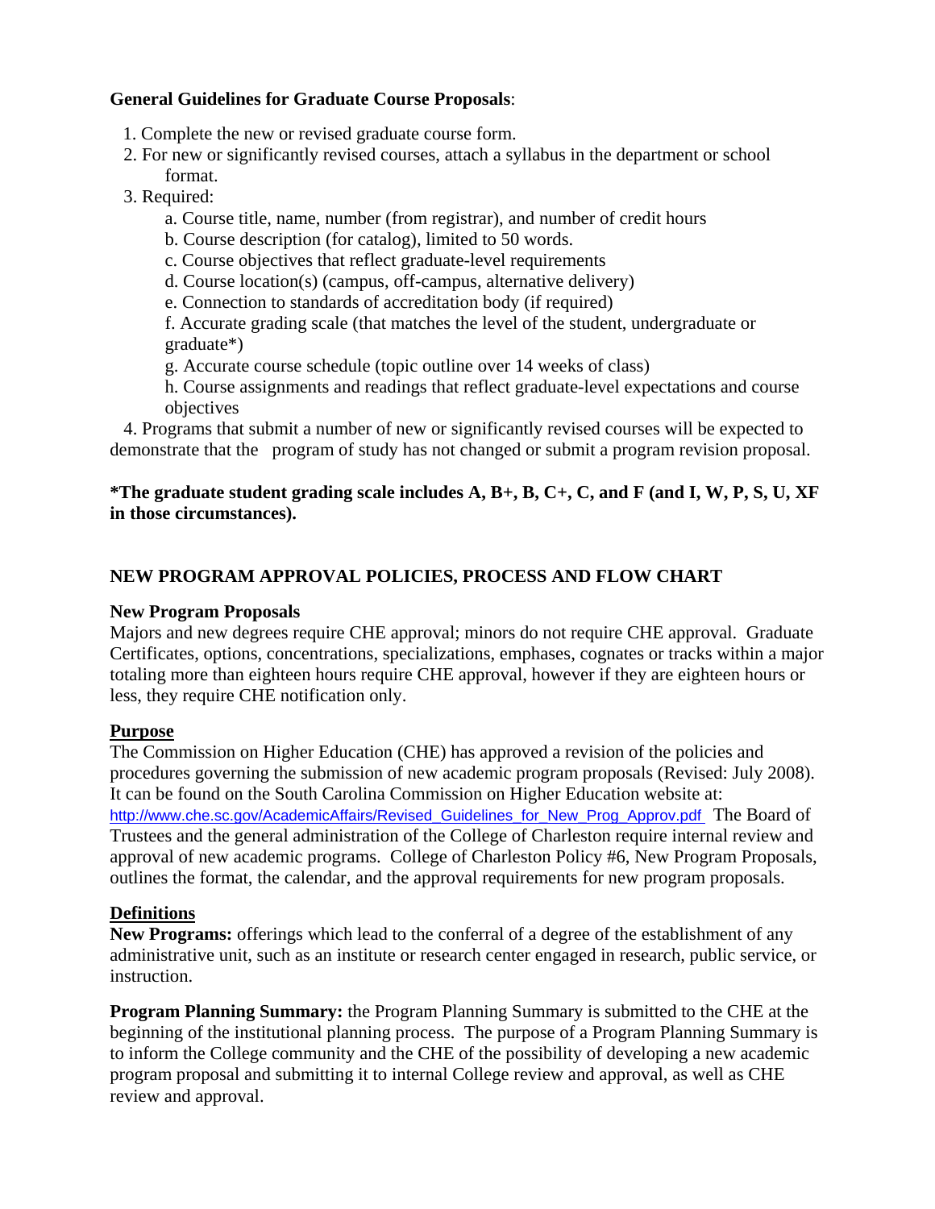**General Guidelines for Graduate Course Proposals**:

1. Complete the new or revised graduate course form.
2. For new or significantly revised courses, attach a syllabus in the department or school format.
3. Required:
   - a. Course title, name, number (from registrar), and number of credit hours
   - b. Course description (for catalog), limited to 50 words.
   - c. Course objectives that reflect graduate-level requirements
   - d. Course location(s) (campus, off-campus, alternative delivery)
   - e. Connection to standards of accreditation body (if required)
   - f. Accurate grading scale (that matches the level of the student, undergraduate or graduate*)
   - g. Accurate course schedule (topic outline over 14 weeks of class)
   - h. Course assignments and readings that reflect graduate-level expectations and course objectives
4. Programs that submit a number of new or significantly revised courses will be expected to demonstrate that the program of study has not changed or submit a program revision proposal.

***The graduate student grading scale includes A, B+, B, C+, C, and F (and I, W, P, S, U, XF in those circumstances).**

## NEW PROGRAM APPROVAL POLICIES, PROCESS AND FLOW CHART

### New Program Proposals

Majors and new degrees require CHE approval; minors do not require CHE approval. Graduate Certificates, options, concentrations, specializations, emphases, cognates or tracks within a major totaling more than eighteen hours require CHE approval, however if they are eighteen hours or less, they require CHE notification only.

### Purpose

The Commission on Higher Education (CHE) has approved a revision of the policies and procedures governing the submission of new academic program proposals (Revised: July 2008). It can be found on the South Carolina Commission on Higher Education website at: http://www.che.sc.gov/AcademicAffairs/Revised_Guidelines_for_New_Prog_Approv.pdf The Board of Trustees and the general administration of the College of Charleston require internal review and approval of new academic programs. College of Charleston Policy #6, New Program Proposals, outlines the format, the calendar, and the approval requirements for new program proposals.

### Definitions

**New Programs:** offerings which lead to the conferral of a degree of the establishment of any administrative unit, such as an institute or research center engaged in research, public service, or instruction.

**Program Planning Summary:** the Program Planning Summary is submitted to the CHE at the beginning of the institutional planning process. The purpose of a Program Planning Summary is to inform the College community and the CHE of the possibility of developing a new academic program proposal and submitting it to internal College review and approval, as well as CHE review and approval.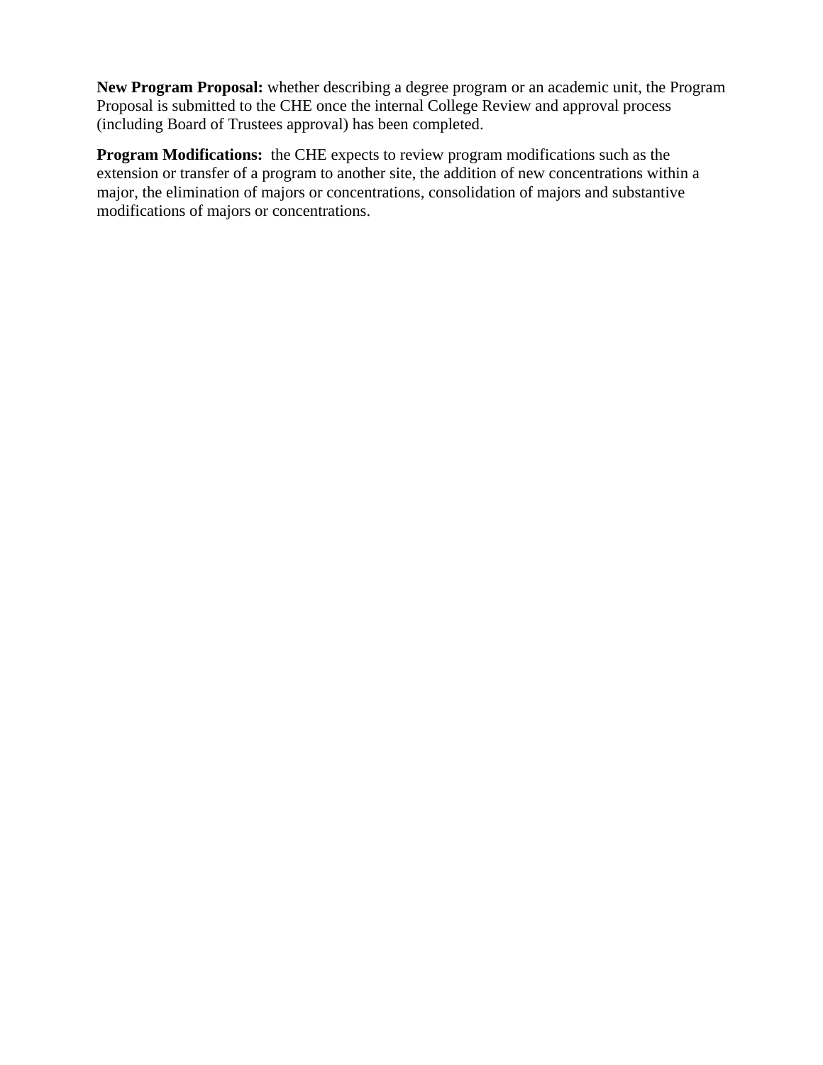**New Program Proposal:** whether describing a degree program or an academic unit, the Program Proposal is submitted to the CHE once the internal College Review and approval process (including Board of Trustees approval) has been completed.

**Program Modifications:** the CHE expects to review program modifications such as the extension or transfer of a program to another site, the addition of new concentrations within a major, the elimination of majors or concentrations, consolidation of majors and substantive modifications of majors or concentrations.